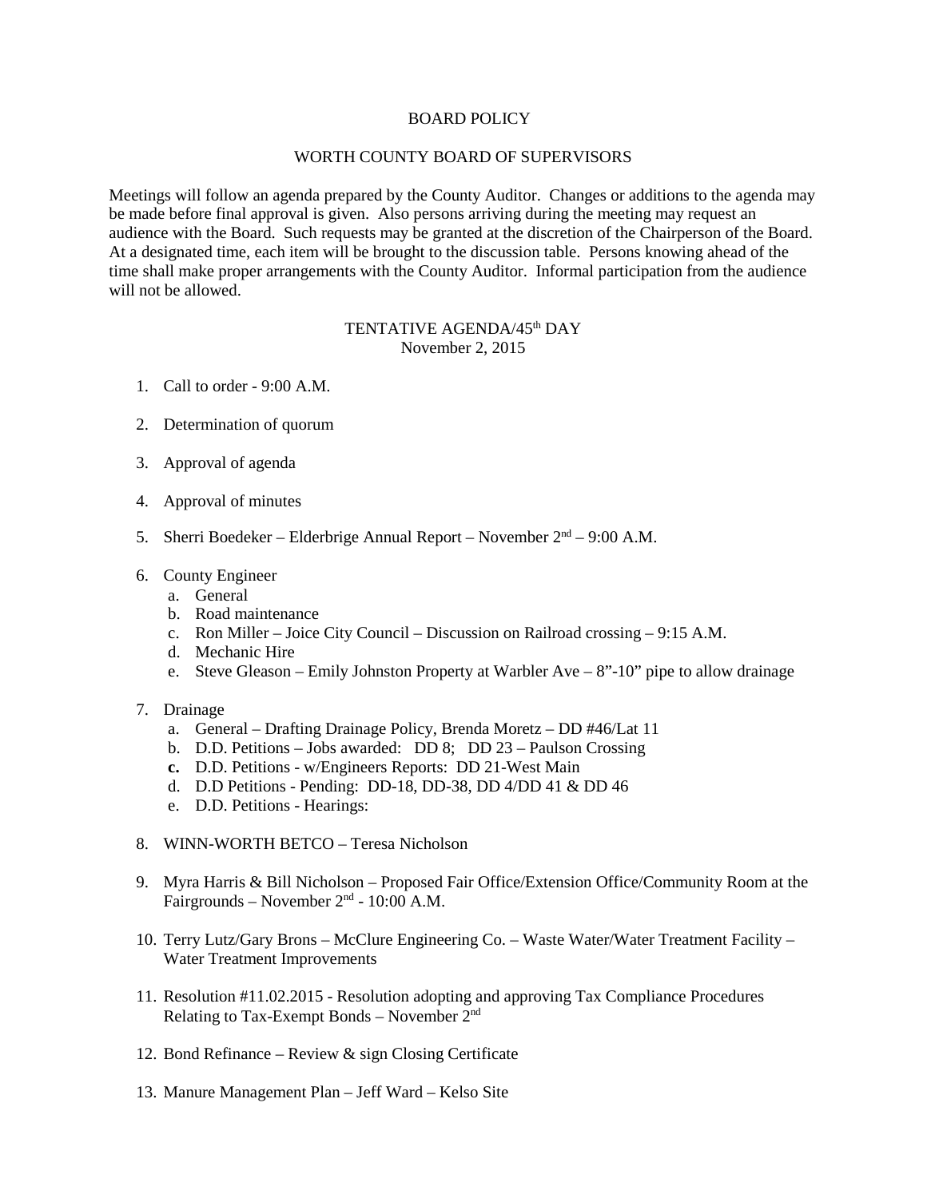# BOARD POLICY

## WORTH COUNTY BOARD OF SUPERVISORS

Meetings will follow an agenda prepared by the County Auditor. Changes or additions to the agenda may be made before final approval is given. Also persons arriving during the meeting may request an audience with the Board. Such requests may be granted at the discretion of the Chairperson of the Board. At a designated time, each item will be brought to the discussion table. Persons knowing ahead of the time shall make proper arrangements with the County Auditor. Informal participation from the audience will not be allowed.

### TENTATIVE AGENDA/45th DAY
November 2, 2015

1. Call to order - 9:00 A.M.

2. Determination of quorum

3. Approval of agenda

4. Approval of minutes

5. Sherri Boedeker – Elderbrige Annual Report – November 2nd – 9:00 A.M.

6. County Engineer
   a. General
   b. Road maintenance
   c. Ron Miller – Joice City Council – Discussion on Railroad crossing – 9:15 A.M.
   d. Mechanic Hire
   e. Steve Gleason – Emily Johnston Property at Warbler Ave – 8”-10” pipe to allow drainage

7. Drainage
   a. General – Drafting Drainage Policy, Brenda Moretz – DD #46/Lat 11
   b. D.D. Petitions – Jobs awarded: DD 8; DD 23 – Paulson Crossing
   **c.** D.D. Petitions - w/Engineers Reports: DD 21-West Main
   d. D.D Petitions - Pending: DD-18, DD-38, DD 4/DD 41 & DD 46
   e. D.D. Petitions - Hearings:

8. WINN-WORTH BETCO – Teresa Nicholson

9. Myra Harris & Bill Nicholson – Proposed Fair Office/Extension Office/Community Room at the Fairgrounds – November 2nd - 10:00 A.M.

10. Terry Lutz/Gary Brons – McClure Engineering Co. – Waste Water/Water Treatment Facility – Water Treatment Improvements

11. Resolution #11.02.2015 - Resolution adopting and approving Tax Compliance Procedures Relating to Tax-Exempt Bonds – November 2nd

12. Bond Refinance – Review & sign Closing Certificate

13. Manure Management Plan – Jeff Ward – Kelso Site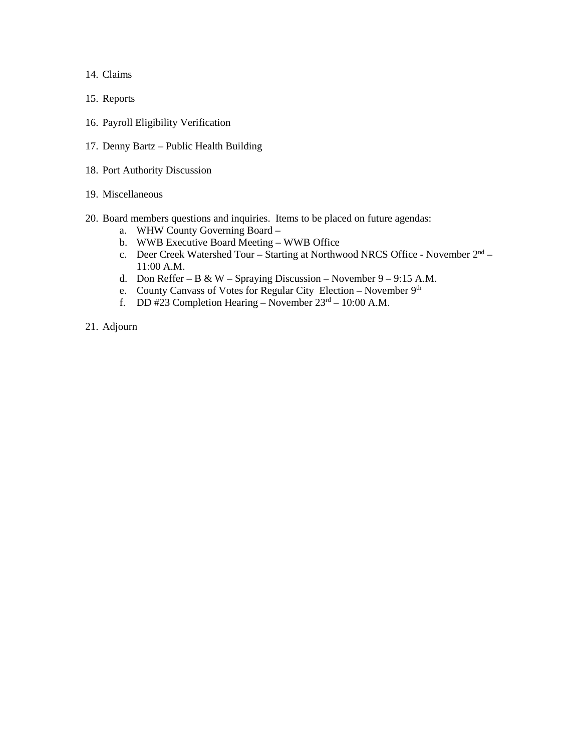14. Claims

15. Reports

16. Payroll Eligibility Verification

17. Denny Bartz – Public Health Building

18. Port Authority Discussion

19. Miscellaneous

20. Board members questions and inquiries.  Items to be placed on future agendas:
    a. WHW County Governing Board –
    b. WWB Executive Board Meeting – WWB Office
    c. Deer Creek Watershed Tour – Starting at Northwood NRCS Office - November 2nd – 11:00 A.M.
    d. Don Reffer – B & W – Spraying Discussion – November 9 – 9:15 A.M.
    e. County Canvass of Votes for Regular City  Election – November 9th
    f. DD #23 Completion Hearing – November 23rd – 10:00 A.M.

21. Adjourn